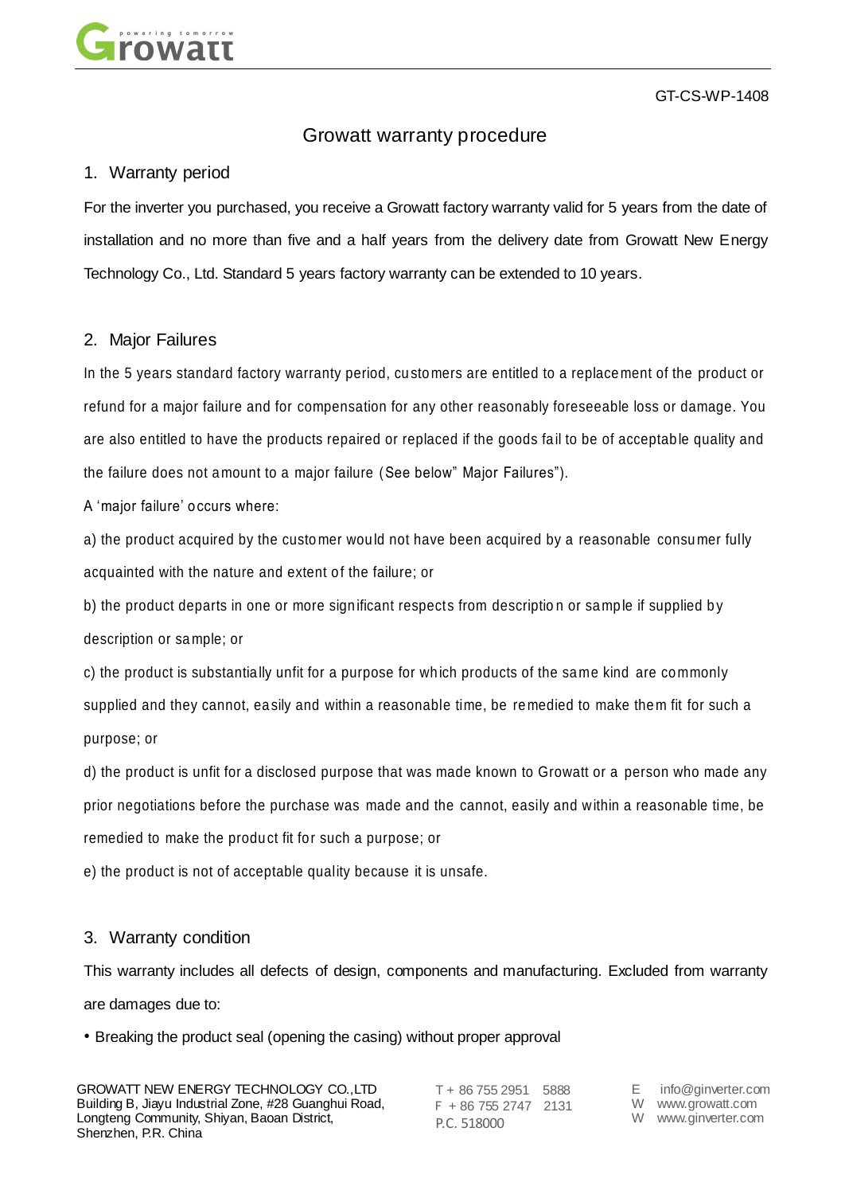GT-CS-WP-1408

# Growatt warranty procedure

## 1. Warranty period

For the inverter you purchased, you receive a Growatt factory warranty valid for 5 years from the date of installation and no more than five and a half years from the delivery date from Growatt New Energy Technology Co., Ltd. Standard 5 years factory warranty can be extended to 10 years.

## 2. Major Failures

In the 5 years standard factory warranty period, customers are entitled to a replacement of the product or refund for a major failure and for compensation for any other reasonably foreseeable loss or damage. You are also entitled to have the products repaired or replaced if the goods fail to be of acceptable quality and the failure does not amount to a major failure (See below" Major Failures").

A 'major failure' occurs where:

a) the product acquired by the customer would not have been acquired by a reasonable consumer fully acquainted with the nature and extent of the failure; or

b) the product departs in one or more significant respects from description or sample if supplied by description or sample; or

c) the product is substantially unfit for a purpose for which products of the same kind are commonly supplied and they cannot, easily and within a reasonable time, be remedied to make them fit for such a purpose; or

d) the product is unfit for a disclosed purpose that was made known to Growatt or a person who made any prior negotiations before the purchase was made and the cannot, easily and within a reasonable time, be remedied to make the product fit for such a purpose; or

e) the product is not of acceptable quality because it is unsafe.

## 3. Warranty condition

This warranty includes all defects of design, components and manufacturing. Excluded from warranty are damages due to:

- Breaking the product seal (opening the casing) without proper approval

GROWATT NEW ENERGY TECHNOLOGY CO.,LTD
Building B, Jiayu Industrial Zone, #28 Guanghui Road, Longteng Community, Shiyan, Baoan District, Shenzhen, P.R. China

T + 86 755 2951 5888
F + 86 755 2747 2131
P.C. 518000

E info@ginverter.com
W www.growatt.com
W www.ginverter.com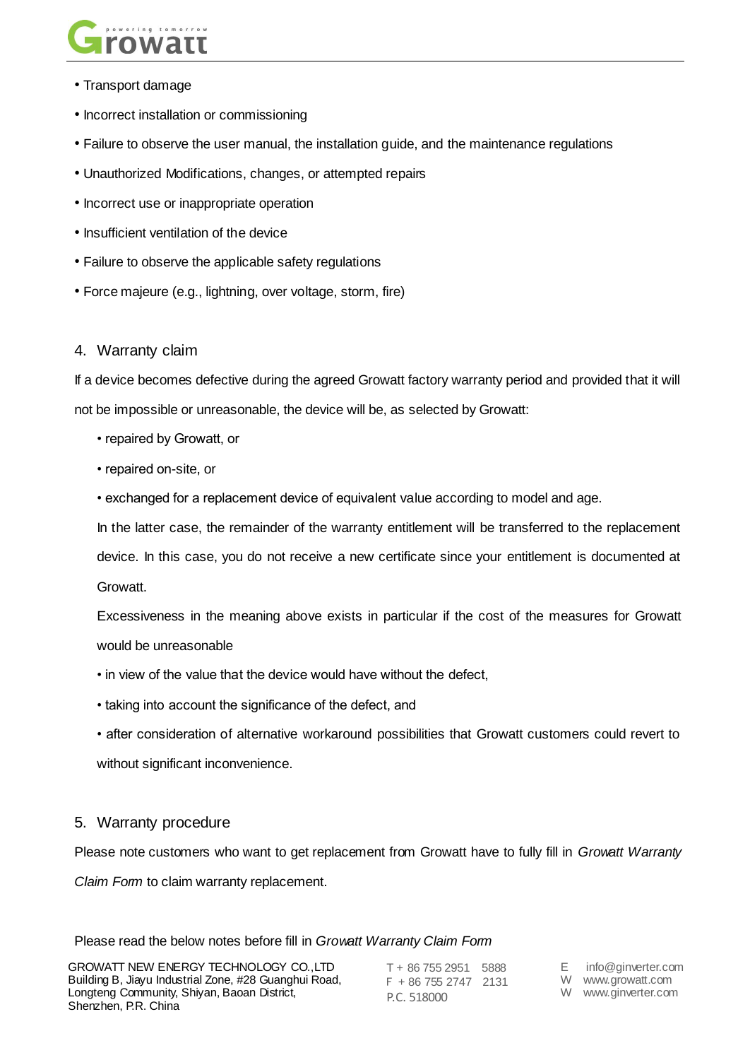- Transport damage
- Incorrect installation or commissioning
- Failure to observe the user manual, the installation guide, and the maintenance regulations
- Unauthorized Modifications, changes, or attempted repairs
- Incorrect use or inappropriate operation
- Insufficient ventilation of the device
- Failure to observe the applicable safety regulations
- Force majeure (e.g., lightning, over voltage, storm, fire)

## 4. Warranty claim

If a device becomes defective during the agreed Growatt factory warranty period and provided that it will not be impossible or unreasonable, the device will be, as selected by Growatt:

- repaired by Growatt, or
- repaired on-site, or
- exchanged for a replacement device of equivalent value according to model and age.

In the latter case, the remainder of the warranty entitlement will be transferred to the replacement device. In this case, you do not receive a new certificate since your entitlement is documented at Growatt.

Excessiveness in the meaning above exists in particular if the cost of the measures for Growatt would be unreasonable

- in view of the value that the device would have without the defect,
- taking into account the significance of the defect, and
- after consideration of alternative workaround possibilities that Growatt customers could revert to without significant inconvenience.

## 5. Warranty procedure

Please note customers who want to get replacement from Growatt have to fully fill in *Growatt Warranty Claim Form* to claim warranty replacement.

Please read the below notes before fill in *Growatt Warranty Claim Form*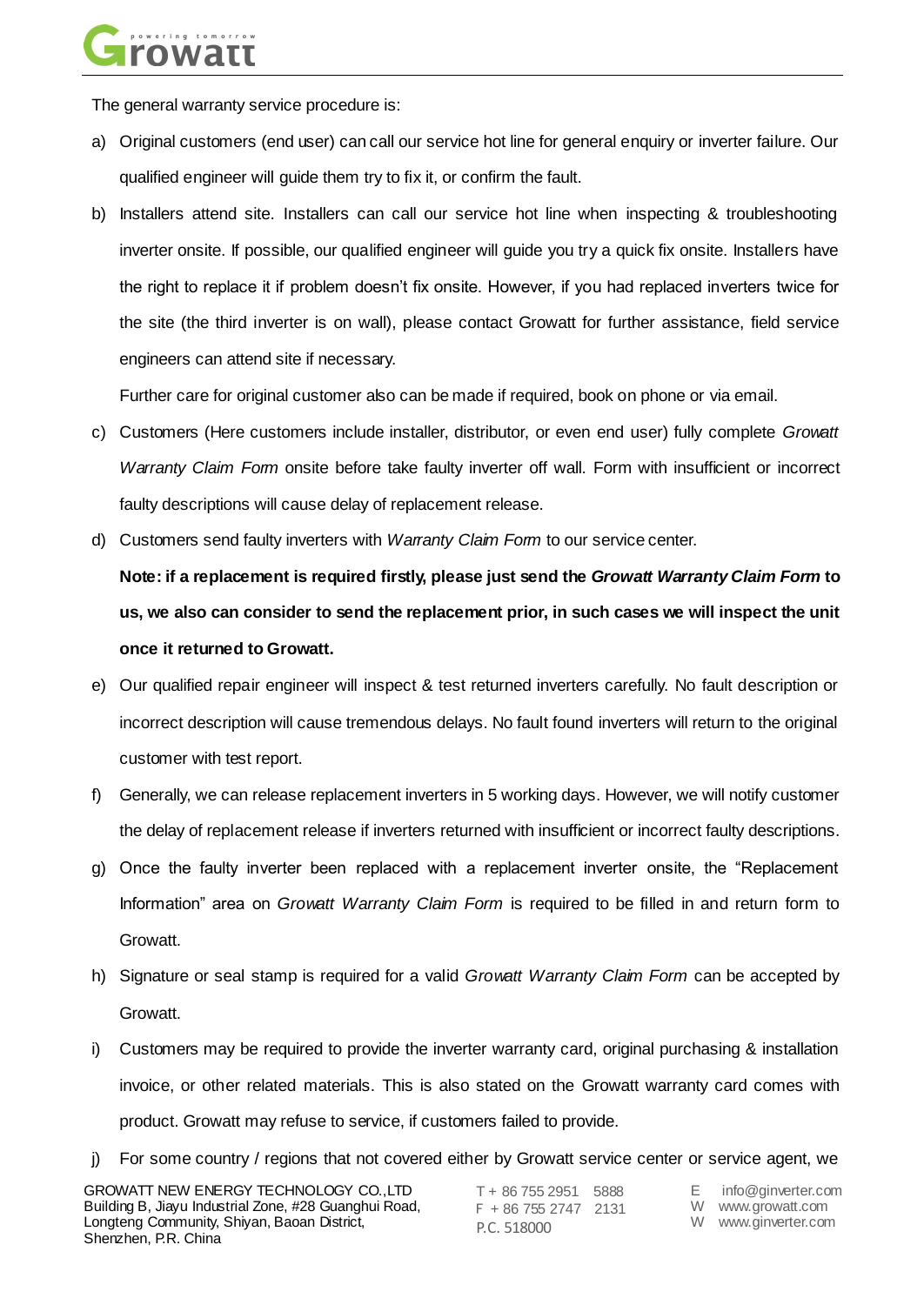The general warranty service procedure is:

a) Original customers (end user) can call our service hot line for general enquiry or inverter failure. Our qualified engineer will guide them try to fix it, or confirm the fault.

b) Installers attend site. Installers can call our service hot line when inspecting & troubleshooting inverter onsite. If possible, our qualified engineer will guide you try a quick fix onsite. Installers have the right to replace it if problem doesn't fix onsite. However, if you had replaced inverters twice for the site (the third inverter is on wall), please contact Growatt for further assistance, field service engineers can attend site if necessary.

   Further care for original customer also can be made if required, book on phone or via email.

c) Customers (Here customers include installer, distributor, or even end user) fully complete *Growatt Warranty Claim Form* onsite before take faulty inverter off wall. Form with insufficient or incorrect faulty descriptions will cause delay of replacement release.

d) Customers send faulty inverters with *Warranty Claim Form* to our service center.

   **Note: if a replacement is required firstly, please just send the *Growatt Warranty Claim Form* to us, we also can consider to send the replacement prior, in such cases we will inspect the unit once it returned to Growatt.**

e) Our qualified repair engineer will inspect & test returned inverters carefully. No fault description or incorrect description will cause tremendous delays. No fault found inverters will return to the original customer with test report.

f) Generally, we can release replacement inverters in 5 working days. However, we will notify customer the delay of replacement release if inverters returned with insufficient or incorrect faulty descriptions.

g) Once the faulty inverter been replaced with a replacement inverter onsite, the "Replacement Information" area on *Growatt Warranty Claim Form* is required to be filled in and return form to Growatt.

h) Signature or seal stamp is required for a valid *Growatt Warranty Claim Form* can be accepted by Growatt.

i) Customers may be required to provide the inverter warranty card, original purchasing & installation invoice, or other related materials. This is also stated on the Growatt warranty card comes with product. Growatt may refuse to service, if customers failed to provide.

j) For some country / regions that not covered either by Growatt service center or service agent, we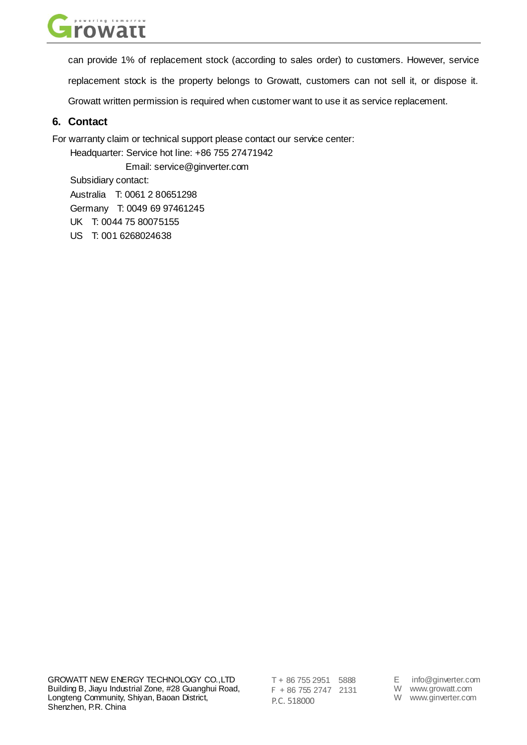can provide 1% of replacement stock (according to sales order) to customers. However, service replacement stock is the property belongs to Growatt, customers can not sell it, or dispose it. Growatt written permission is required when customer want to use it as service replacement.

## 6. Contact

For warranty claim or technical support please contact our service center:

Headquarter: Service hot line: +86 755 27471942

Email: service@ginverter.com

Subsidiary contact:

Australia T: 0061 2 80651298

Germany T: 0049 69 97461245

UK T: 0044 75 80075155

US T: 001 6268024638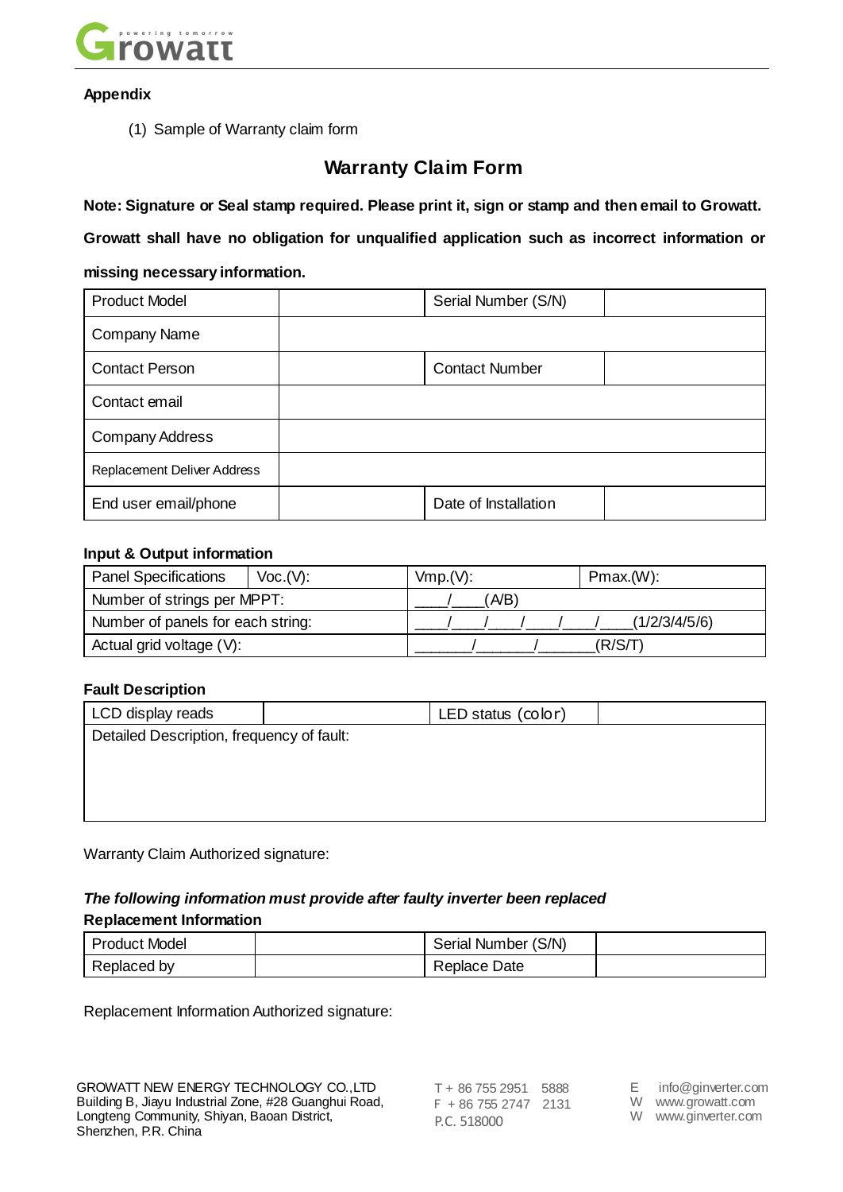**Appendix**

(1) Sample of Warranty claim form

## Warranty Claim Form

**Note: Signature or Seal stamp required. Please print it, sign or stamp and then email to Growatt.**

**Growatt shall have no obligation for unqualified application such as incorrect information or missing necessary information.**

| Product Model | | Serial Number (S/N) | |
|---|---|---|---|
| Company Name | | | |
| Contact Person | | Contact Number | |
| Contact email | | | |
| Company Address | | | |
| Replacement Deliver Address | | | |
| End user email/phone | | Date of Installation | |

**Input & Output information**

| Panel Specifications | Voc.(V): | Vmp.(V): | Pmax.(W): |
|---|---|---|---|
| Number of strings per MPPT: | | ____/____(A/B) | |
| Number of panels for each string: | | ____/____/____/____/____/____(1/2/3/4/5/6) | |
| Actual grid voltage (V): | | _______/_______/_______(R/S/T) | |

**Fault Description**

| LCD display reads | | LED status (color) | |
|---|---|---|---|
| Detailed Description, frequency of fault: | | | |

Warranty Claim Authorized signature:

***The following information must provide after faulty inverter been replaced***

**Replacement Information**

| Product Model | | Serial Number (S/N) | |
|---|---|---|---|
| Replaced by | | Replace Date | |

Replacement Information Authorized signature:

GROWATT NEW ENERGY TECHNOLOGY CO.,LTD
Building B, Jiayu Industrial Zone, #28 Guanghui Road, Longteng Community, Shiyan, Baoan District, Shenzhen, P.R. China

T + 86 755 2951 5888
F + 86 755 2747 2131
P.C. 518000

E info@ginverter.com
W www.growatt.com
W www.ginverter.com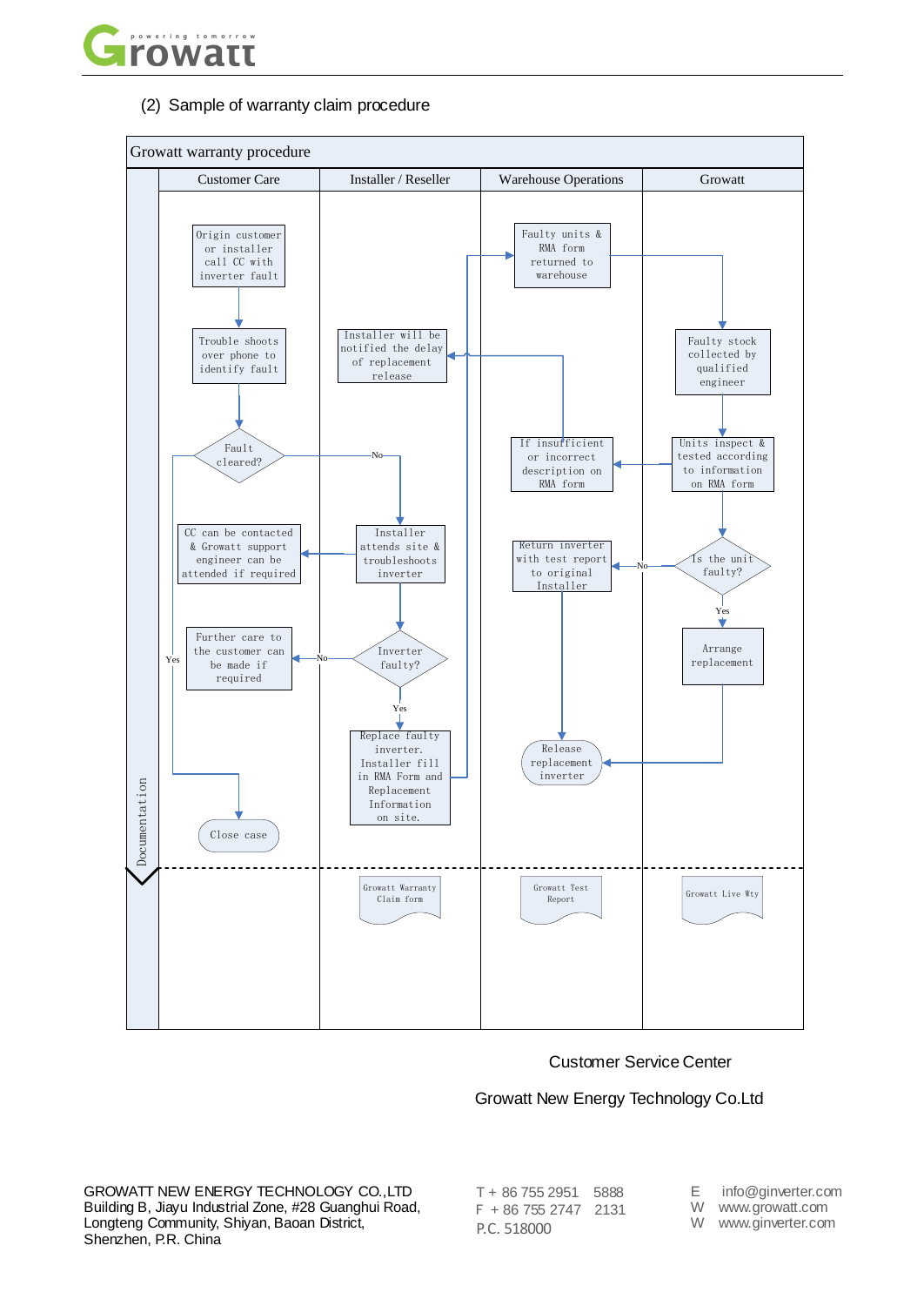(2) Sample of warranty claim procedure

Growatt warranty procedure

Customer Care

Installer / Reseller

Warehouse Operations

Growatt

Origin customer or installer call CC with inverter fault

Trouble shoots over phone to identify fault

Fault cleared?

No

Yes

Installer attends site & troubleshoots inverter

CC can be contacted & Growatt support engineer can be attended if required

Inverter faulty?

No

Further care to the customer can be made if required

Yes

Replace faulty inverter. Installer fill in RMA Form and Replacement Information on site.

Close case

Faulty units & RMA form returned to warehouse

Faulty stock collected by qualified engineer

Units inspect & tested according to information on RMA form

If insufficient or incorrect description on RMA form

Installer will be notified the delay of replacement release

Is the unit faulty?

No

Return inverter with test report to original Installer

Yes

Arrange replacement

Release replacement inverter

Documentation

Growatt Warranty Claim form

Growatt Test Report

Growatt Live Wty

Customer Service Center

Growatt New Energy Technology Co.Ltd

GROWATT NEW ENERGY TECHNOLOGY CO.,LTD
Building B, Jiayu Industrial Zone, #28 Guanghui Road, Longteng Community, Shiyan, Baoan District, Shenzhen, P.R. China

T + 86 755 2951 5888
F + 86 755 2747 2131
P.C. 518000

E info@ginverter.com
W www.growatt.com
W www.ginverter.com